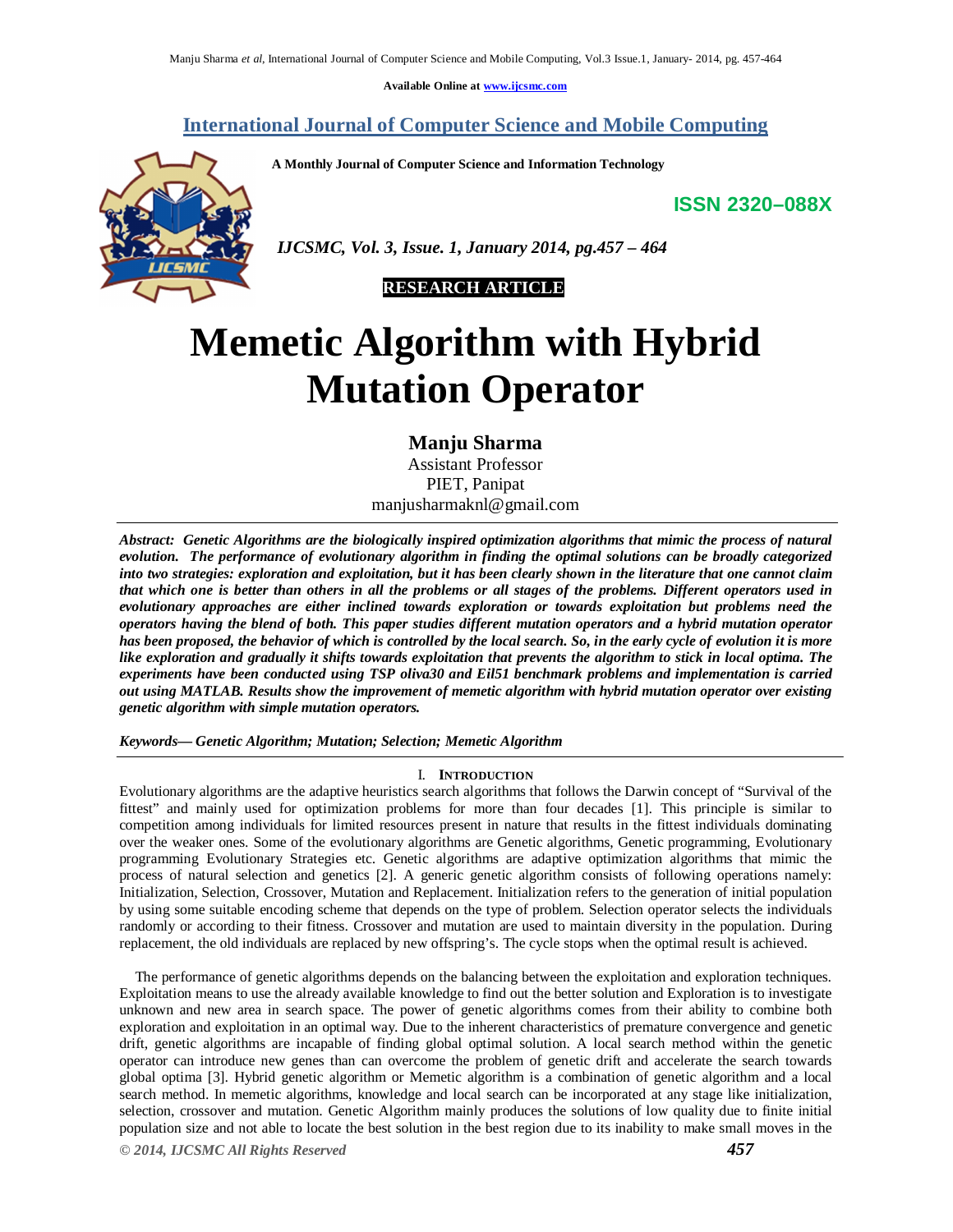Available Online at www.ijcsmc.com

## International Journal of Computer Science and Mobile Computing

**A Monthly Journal of Computer Science and Information Technology**

**ISSN 2320–088X**

*IJCSMC, Vol. 3, Issue. 1, January 2014, pg.457 – 464*

**RESEARCH ARTICLE**

# Memetic Algorithm with Hybrid Mutation Operator

**Manju Sharma**
Assistant Professor
PIET, Panipat
manjusharmaknl@gmail.com

***Abstract:** Genetic Algorithms are the biologically inspired optimization algorithms that mimic the process of natural evolution. The performance of evolutionary algorithm in finding the optimal solutions can be broadly categorized into two strategies: exploration and exploitation, but it has been clearly shown in the literature that one cannot claim that which one is better than others in all the problems or all stages of the problems. Different operators used in evolutionary approaches are either inclined towards exploration or towards exploitation but problems need the operators having the blend of both. This paper studies different mutation operators and a hybrid mutation operator has been proposed, the behavior of which is controlled by the local search. So, in the early cycle of evolution it is more like exploration and gradually it shifts towards exploitation that prevents the algorithm to stick in local optima. The experiments have been conducted using TSP oliva30 and Eil51 benchmark problems and implementation is carried out using MATLAB. Results show the improvement of memetic algorithm with hybrid mutation operator over existing genetic algorithm with simple mutation operators.*

***Keywords— Genetic Algorithm; Mutation; Selection; Memetic Algorithm***

## I. Introduction

Evolutionary algorithms are the adaptive heuristics search algorithms that follows the Darwin concept of "Survival of the fittest" and mainly used for optimization problems for more than four decades [1]. This principle is similar to competition among individuals for limited resources present in nature that results in the fittest individuals dominating over the weaker ones. Some of the evolutionary algorithms are Genetic algorithms, Genetic programming, Evolutionary programming Evolutionary Strategies etc. Genetic algorithms are adaptive optimization algorithms that mimic the process of natural selection and genetics [2]. A generic genetic algorithm consists of following operations namely: Initialization, Selection, Crossover, Mutation and Replacement. Initialization refers to the generation of initial population by using some suitable encoding scheme that depends on the type of problem. Selection operator selects the individuals randomly or according to their fitness. Crossover and mutation are used to maintain diversity in the population. During replacement, the old individuals are replaced by new offspring's. The cycle stops when the optimal result is achieved.

The performance of genetic algorithms depends on the balancing between the exploitation and exploration techniques. Exploitation means to use the already available knowledge to find out the better solution and Exploration is to investigate unknown and new area in search space. The power of genetic algorithms comes from their ability to combine both exploration and exploitation in an optimal way. Due to the inherent characteristics of premature convergence and genetic drift, genetic algorithms are incapable of finding global optimal solution. A local search method within the genetic operator can introduce new genes than can overcome the problem of genetic drift and accelerate the search towards global optima [3]. Hybrid genetic algorithm or Memetic algorithm is a combination of genetic algorithm and a local search method. In memetic algorithms, knowledge and local search can be incorporated at any stage like initialization, selection, crossover and mutation. Genetic Algorithm mainly produces the solutions of low quality due to finite initial population size and not able to locate the best solution in the best region due to its inability to make small moves in the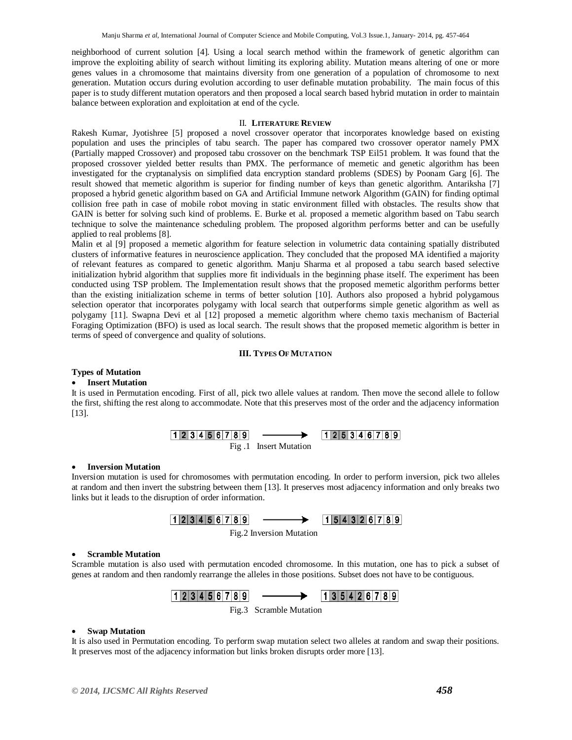neighborhood of current solution [4]. Using a local search method within the framework of genetic algorithm can improve the exploiting ability of search without limiting its exploring ability. Mutation means altering of one or more genes values in a chromosome that maintains diversity from one generation of a population of chromosome to next generation. Mutation occurs during evolution according to user definable mutation probability. The main focus of this paper is to study different mutation operators and then proposed a local search based hybrid mutation in order to maintain balance between exploration and exploitation at end of the cycle.

## II. Literature Review

Rakesh Kumar, Jyotishree [5] proposed a novel crossover operator that incorporates knowledge based on existing population and uses the principles of tabu search. The paper has compared two crossover operator namely PMX (Partially mapped Crossover) and proposed tabu crossover on the benchmark TSP Eil51 problem. It was found that the proposed crossover yielded better results than PMX. The performance of memetic and genetic algorithm has been investigated for the cryptanalysis on simplified data encryption standard problems (SDES) by Poonam Garg [6]. The result showed that memetic algorithm is superior for finding number of keys than genetic algorithm. Antariksha [7] proposed a hybrid genetic algorithm based on GA and Artificial Immune network Algorithm (GAIN) for finding optimal collision free path in case of mobile robot moving in static environment filled with obstacles. The results show that GAIN is better for solving such kind of problems. E. Burke et al. proposed a memetic algorithm based on Tabu search technique to solve the maintenance scheduling problem. The proposed algorithm performs better and can be usefully applied to real problems [8].

Malin et al [9] proposed a memetic algorithm for feature selection in volumetric data containing spatially distributed clusters of informative features in neuroscience application. They concluded that the proposed MA identified a majority of relevant features as compared to genetic algorithm. Manju Sharma et al proposed a tabu search based selective initialization hybrid algorithm that supplies more fit individuals in the beginning phase itself. The experiment has been conducted using TSP problem. The Implementation result shows that the proposed memetic algorithm performs better than the existing initialization scheme in terms of better solution [10]. Authors also proposed a hybrid polygamous selection operator that incorporates polygamy with local search that outperforms simple genetic algorithm as well as polygamy [11]. Swapna Devi et al [12] proposed a memetic algorithm where chemo taxis mechanism of Bacterial Foraging Optimization (BFO) is used as local search. The result shows that the proposed memetic algorithm is better in terms of speed of convergence and quality of solutions.

## III. Types Of Mutation

**Types of Mutation**

- **Insert Mutation**

It is used in Permutation encoding. First of all, pick two allele values at random. Then move the second allele to follow the first, shifting the rest along to accommodate. Note that this preserves most of the order and the adjacency information [13].

1 2 3 4 5 6 7 8 9 ⟶ 1 2 5 3 4 6 7 8 9

Fig .1 Insert Mutation

- **Inversion Mutation**

Inversion mutation is used for chromosomes with permutation encoding. In order to perform inversion, pick two alleles at random and then invert the substring between them [13]. It preserves most adjacency information and only breaks two links but it leads to the disruption of order information.

1 2 3 4 5 6 7 8 9 ⟶ 1 5 4 3 2 6 7 8 9

Fig.2 Inversion Mutation

- **Scramble Mutation**

Scramble mutation is also used with permutation encoded chromosome. In this mutation, one has to pick a subset of genes at random and then randomly rearrange the alleles in those positions. Subset does not have to be contiguous.

1 2 3 4 5 6 7 8 9 ⟶ 1 3 5 4 2 6 7 8 9

Fig.3 Scramble Mutation

- **Swap Mutation**

It is also used in Permutation encoding. To perform swap mutation select two alleles at random and swap their positions. It preserves most of the adjacency information but links broken disrupts order more [13].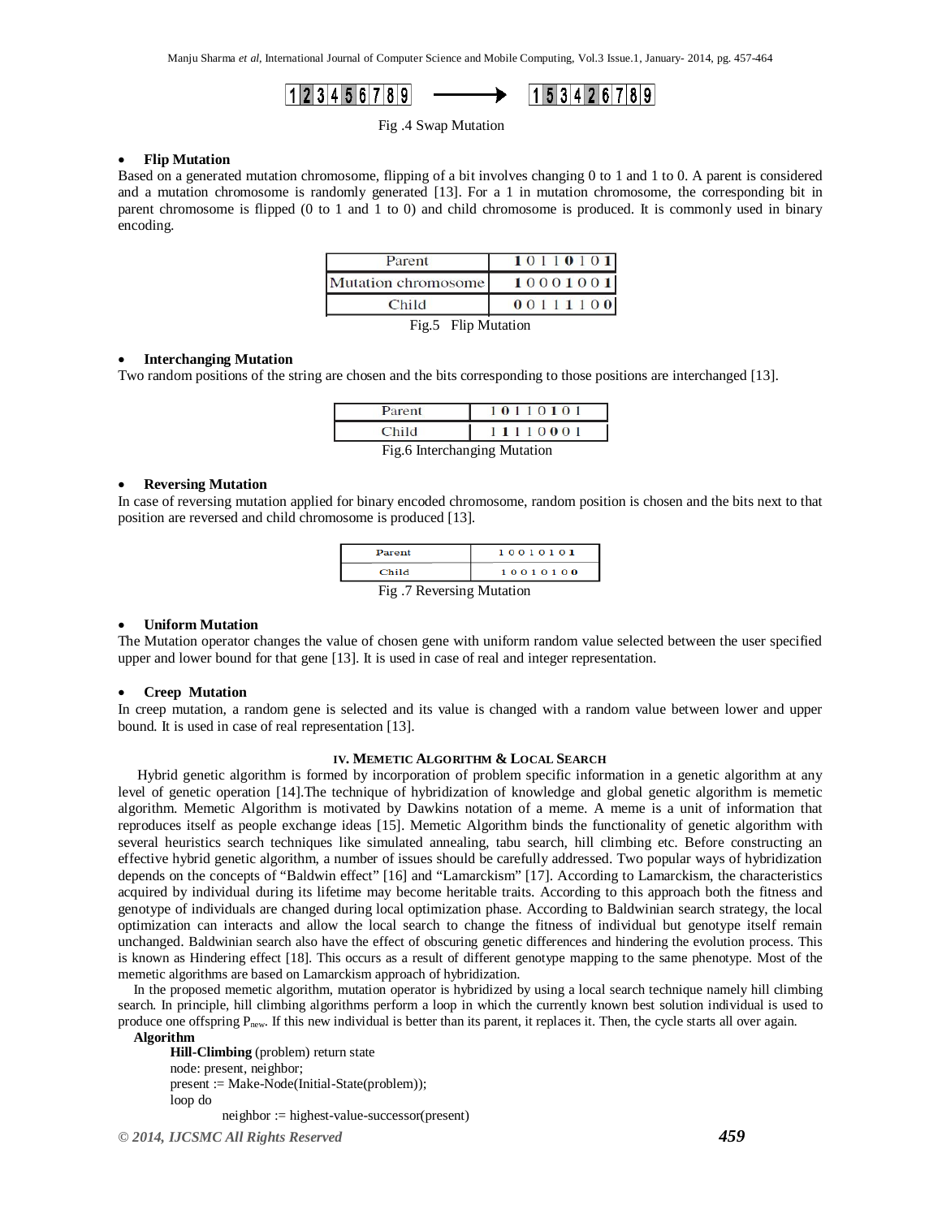| 1 | 2 | 3 | 4 | 5 | 6 | 7 | 8 | 9 |
|---|---|---|---|---|---|---|---|---|

→

| 1 | 5 | 3 | 4 | 2 | 6 | 7 | 8 | 9 |
|---|---|---|---|---|---|---|---|---|

Fig .4 Swap Mutation

- **Flip Mutation**

Based on a generated mutation chromosome, flipping of a bit involves changing 0 to 1 and 1 to 0. A parent is considered and a mutation chromosome is randomly generated [13]. For a 1 in mutation chromosome, the corresponding bit in parent chromosome is flipped (0 to 1 and 1 to 0) and child chromosome is produced. It is commonly used in binary encoding.

| Parent | 1 0 1 1 0 1 0 1 |
|---|---|
| Mutation chromosome | 1 0 0 0 1 0 0 1 |
| Child | 0 0 1 1 1 1 0 0 |

Fig.5 Flip Mutation

- **Interchanging Mutation**

Two random positions of the string are chosen and the bits corresponding to those positions are interchanged [13].

| Parent | 1 0 1 1 0 1 0 1 |
|---|---|
| Child | 1 1 1 1 0 0 0 1 |

Fig.6 Interchanging Mutation

- **Reversing Mutation**

In case of reversing mutation applied for binary encoded chromosome, random position is chosen and the bits next to that position are reversed and child chromosome is produced [13].

| Parent | 1 0 0 1 0 1 0 1 |
|---|---|
| Child | 1 0 0 1 0 1 0 0 |

Fig .7 Reversing Mutation

- **Uniform Mutation**

The Mutation operator changes the value of chosen gene with uniform random value selected between the user specified upper and lower bound for that gene [13]. It is used in case of real and integer representation.

- **Creep Mutation**

In creep mutation, a random gene is selected and its value is changed with a random value between lower and upper bound. It is used in case of real representation [13].

## IV. MEMETIC ALGORITHM & LOCAL SEARCH

Hybrid genetic algorithm is formed by incorporation of problem specific information in a genetic algorithm at any level of genetic operation [14].The technique of hybridization of knowledge and global genetic algorithm is memetic algorithm. Memetic Algorithm is motivated by Dawkins notation of a meme. A meme is a unit of information that reproduces itself as people exchange ideas [15]. Memetic Algorithm binds the functionality of genetic algorithm with several heuristics search techniques like simulated annealing, tabu search, hill climbing etc. Before constructing an effective hybrid genetic algorithm, a number of issues should be carefully addressed. Two popular ways of hybridization depends on the concepts of "Baldwin effect" [16] and "Lamarckism" [17]. According to Lamarckism, the characteristics acquired by individual during its lifetime may become heritable traits. According to this approach both the fitness and genotype of individuals are changed during local optimization phase. According to Baldwinian search strategy, the local optimization can interacts and allow the local search to change the fitness of individual but genotype itself remain unchanged. Baldwinian search also have the effect of obscuring genetic differences and hindering the evolution process. This is known as Hindering effect [18]. This occurs as a result of different genotype mapping to the same phenotype. Most of the memetic algorithms are based on Lamarckism approach of hybridization.

In the proposed memetic algorithm, mutation operator is hybridized by using a local search technique namely hill climbing search. In principle, hill climbing algorithms perform a loop in which the currently known best solution individual is used to produce one offspring $P_{new}$. If this new individual is better than its parent, it replaces it. Then, the cycle starts all over again.

**Algorithm**

**Hill-Climbing** (problem) return state
node: present, neighbor;
present := Make-Node(Initial-State(problem));
loop do
    neighbor := highest-value-successor(present)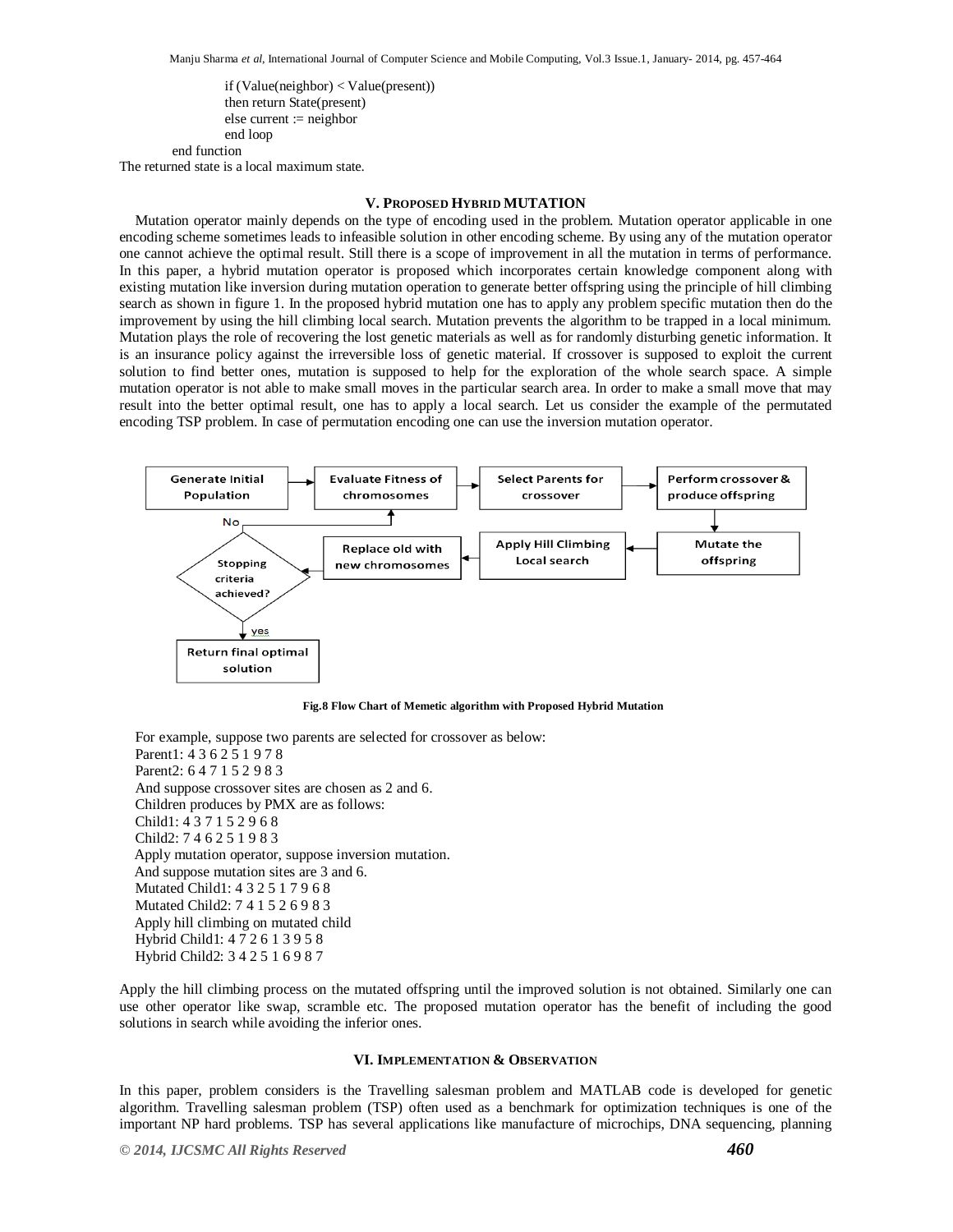```
            if (Value(neighbor) < Value(present))
            then return State(present)
            else current := neighbor
            end loop
      end function
```

The returned state is a local maximum state.

## V. Proposed Hybrid MUTATION

Mutation operator mainly depends on the type of encoding used in the problem. Mutation operator applicable in one encoding scheme sometimes leads to infeasible solution in other encoding scheme. By using any of the mutation operator one cannot achieve the optimal result. Still there is a scope of improvement in all the mutation in terms of performance. In this paper, a hybrid mutation operator is proposed which incorporates certain knowledge component along with existing mutation like inversion during mutation operation to generate better offspring using the principle of hill climbing search as shown in figure 1. In the proposed hybrid mutation one has to apply any problem specific mutation then do the improvement by using the hill climbing local search. Mutation prevents the algorithm to be trapped in a local minimum. Mutation plays the role of recovering the lost genetic materials as well as for randomly disturbing genetic information. It is an insurance policy against the irreversible loss of genetic material. If crossover is supposed to exploit the current solution to find better ones, mutation is supposed to help for the exploration of the whole search space. A simple mutation operator is not able to make small moves in the particular search area. In order to make a small move that may result into the better optimal result, one has to apply a local search. Let us consider the example of the permutated encoding TSP problem. In case of permutation encoding one can use the inversion mutation operator.

Generate Initial Population → Evaluate Fitness of chromosomes → Select Parents for crossover → Perform crossover & produce offspring → Mutate the offspring → Apply Hill Climbing Local search → Replace old with new chromosomes → Stopping criteria achieved? (No → Evaluate Fitness of chromosomes; yes → Return final optimal solution)

**Fig.8 Flow Chart of Memetic algorithm with Proposed Hybrid Mutation**

For example, suppose two parents are selected for crossover as below:
Parent1: 4 3 6 2 5 1 9 7 8
Parent2: 6 4 7 1 5 2 9 8 3
And suppose crossover sites are chosen as 2 and 6.
Children produces by PMX are as follows:
Child1: 4 3 7 1 5 2 9 6 8
Child2: 7 4 6 2 5 1 9 8 3
Apply mutation operator, suppose inversion mutation.
And suppose mutation sites are 3 and 6.
Mutated Child1: 4 3 2 5 1 7 9 6 8
Mutated Child2: 7 4 1 5 2 6 9 8 3
Apply hill climbing on mutated child
Hybrid Child1: 4 7 2 6 1 3 9 5 8
Hybrid Child2: 3 4 2 5 1 6 9 8 7

Apply the hill climbing process on the mutated offspring until the improved solution is not obtained. Similarly one can use other operator like swap, scramble etc. The proposed mutation operator has the benefit of including the good solutions in search while avoiding the inferior ones.

## VI. Implementation & Observation

In this paper, problem considers is the Travelling salesman problem and MATLAB code is developed for genetic algorithm. Travelling salesman problem (TSP) often used as a benchmark for optimization techniques is one of the important NP hard problems. TSP has several applications like manufacture of microchips, DNA sequencing, planning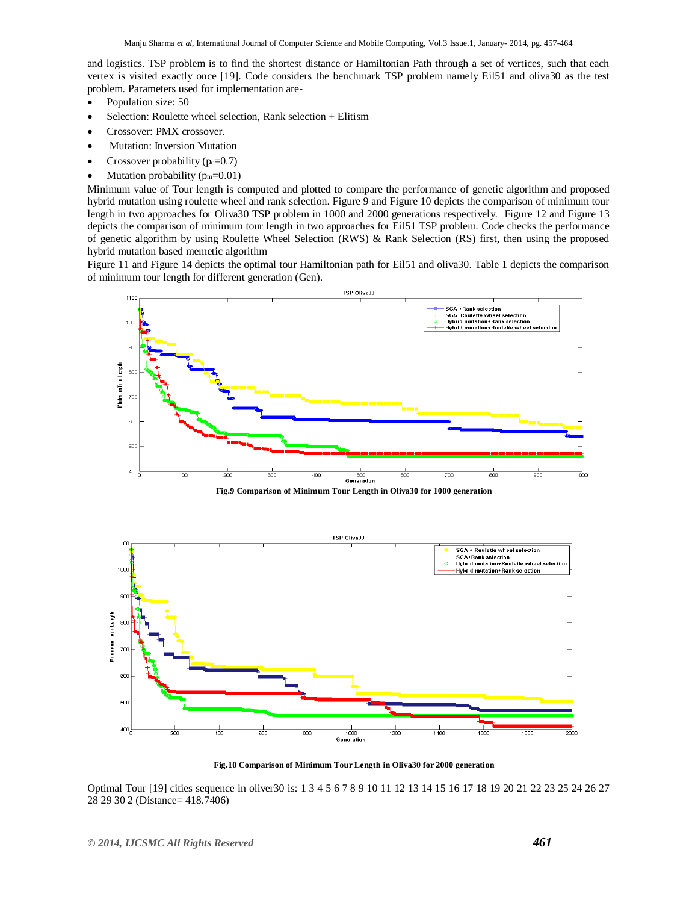and logistics. TSP problem is to find the shortest distance or Hamiltonian Path through a set of vertices, such that each vertex is visited exactly once [19]. Code considers the benchmark TSP problem namely Eil51 and oliva30 as the test problem. Parameters used for implementation are-

- Population size: 50
- Selection: Roulette wheel selection, Rank selection + Elitism
- Crossover: PMX crossover.
- Mutation: Inversion Mutation
- Crossover probability ($p_c$=0.7)
- Mutation probability ($p_m$=0.01)

Minimum value of Tour length is computed and plotted to compare the performance of genetic algorithm and proposed hybrid mutation using roulette wheel and rank selection. Figure 9 and Figure 10 depicts the comparison of minimum tour length in two approaches for Oliva30 TSP problem in 1000 and 2000 generations respectively. Figure 12 and Figure 13 depicts the comparison of minimum tour length in two approaches for Eil51 TSP problem. Code checks the performance of genetic algorithm by using Roulette Wheel Selection (RWS) & Rank Selection (RS) first, then using the proposed hybrid mutation based memetic algorithm

Figure 11 and Figure 14 depicts the optimal tour Hamiltonian path for Eil51 and oliva30. Table 1 depicts the comparison of minimum tour length for different generation (Gen).

**Fig.9 Comparison of Minimum Tour Length in Oliva30 for 1000 generation**

**Fig.10 Comparison of Minimum Tour Length in Oliva30 for 2000 generation**

Optimal Tour [19] cities sequence in oliver30 is: 1 3 4 5 6 7 8 9 10 11 12 13 14 15 16 17 18 19 20 21 22 23 25 24 26 27 28 29 30 2 (Distance= 418.7406)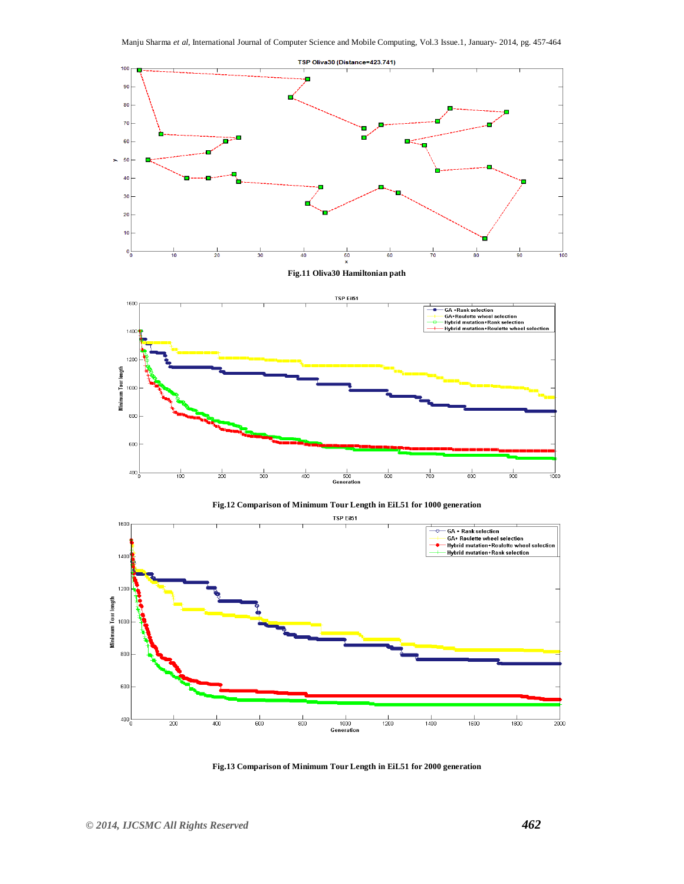**Fig.11 Oliva30 Hamiltonian path**

**Fig.12 Comparison of Minimum Tour Length in EiL51 for 1000 generation**

**Fig.13 Comparison of Minimum Tour Length in EiL51 for 2000 generation**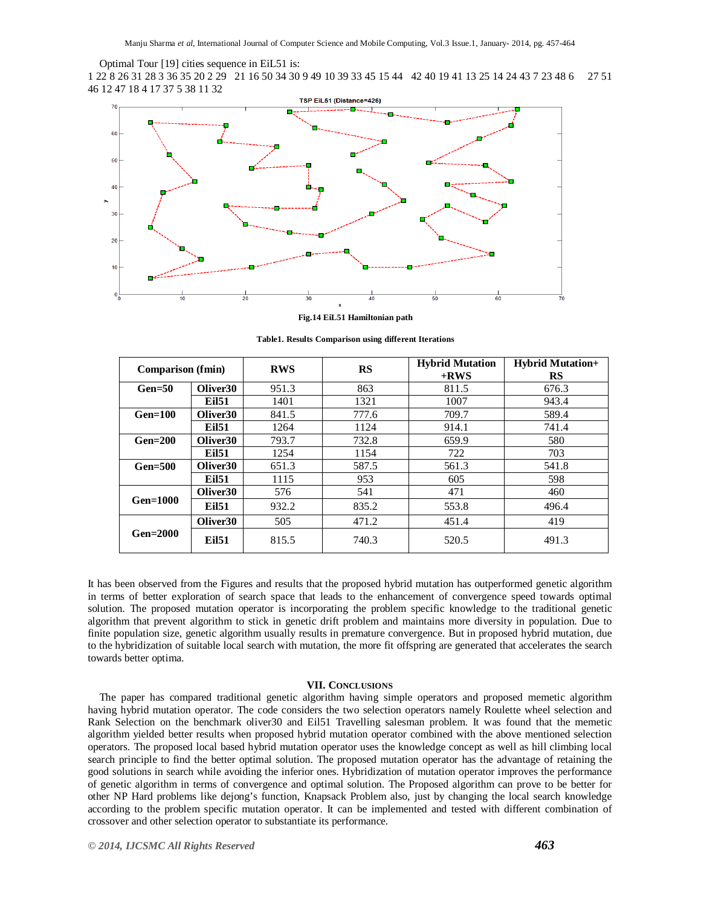Optimal Tour [19] cities sequence in EiL51 is:
1 22 8 26 31 28 3 36 35 20 2 29 21 16 50 34 30 9 49 10 39 33 45 15 44 42 40 19 41 13 25 14 24 43 7 23 48 6 27 51 46 12 47 18 4 17 37 5 38 11 32

Fig.14 EiL51 Hamiltonian path

Table1. Results Comparison using different Iterations

| Comparison (fmin) | | RWS | RS | Hybrid Mutation +RWS | Hybrid Mutation+ RS |
|---|---|---|---|---|---|
| Gen=50 | Oliver30 | 951.3 | 863 | 811.5 | 676.3 |
| | Eil51 | 1401 | 1321 | 1007 | 943.4 |
| Gen=100 | Oliver30 | 841.5 | 777.6 | 709.7 | 589.4 |
| | Eil51 | 1264 | 1124 | 914.1 | 741.4 |
| Gen=200 | Oliver30 | 793.7 | 732.8 | 659.9 | 580 |
| | Eil51 | 1254 | 1154 | 722 | 703 |
| Gen=500 | Oliver30 | 651.3 | 587.5 | 561.3 | 541.8 |
| | Eil51 | 1115 | 953 | 605 | 598 |
| Gen=1000 | Oliver30 | 576 | 541 | 471 | 460 |
| | Eil51 | 932.2 | 835.2 | 553.8 | 496.4 |
| Gen=2000 | Oliver30 | 505 | 471.2 | 451.4 | 419 |
| | Eil51 | 815.5 | 740.3 | 520.5 | 491.3 |

It has been observed from the Figures and results that the proposed hybrid mutation has outperformed genetic algorithm in terms of better exploration of search space that leads to the enhancement of convergence speed towards optimal solution. The proposed mutation operator is incorporating the problem specific knowledge to the traditional genetic algorithm that prevent algorithm to stick in genetic drift problem and maintains more diversity in population. Due to finite population size, genetic algorithm usually results in premature convergence. But in proposed hybrid mutation, due to the hybridization of suitable local search with mutation, the more fit offspring are generated that accelerates the search towards better optima.

## VII. Conclusions

The paper has compared traditional genetic algorithm having simple operators and proposed memetic algorithm having hybrid mutation operator. The code considers the two selection operators namely Roulette wheel selection and Rank Selection on the benchmark oliver30 and Eil51 Travelling salesman problem. It was found that the memetic algorithm yielded better results when proposed hybrid mutation operator combined with the above mentioned selection operators. The proposed local based hybrid mutation operator uses the knowledge concept as well as hill climbing local search principle to find the better optimal solution. The proposed mutation operator has the advantage of retaining the good solutions in search while avoiding the inferior ones. Hybridization of mutation operator improves the performance of genetic algorithm in terms of convergence and optimal solution. The Proposed algorithm can prove to be better for other NP Hard problems like dejong's function, Knapsack Problem also, just by changing the local search knowledge according to the problem specific mutation operator. It can be implemented and tested with different combination of crossover and other selection operator to substantiate its performance.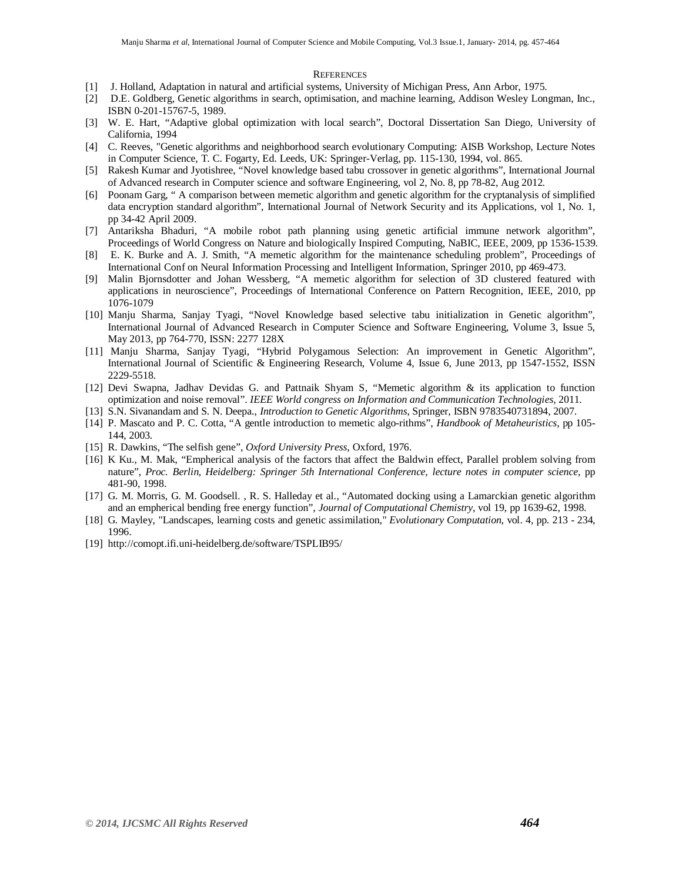## REFERENCES

[1] J. Holland, Adaptation in natural and artificial systems, University of Michigan Press, Ann Arbor, 1975.

[2] D.E. Goldberg, Genetic algorithms in search, optimisation, and machine learning, Addison Wesley Longman, Inc., ISBN 0-201-15767-5, 1989.

[3] W. E. Hart, "Adaptive global optimization with local search", Doctoral Dissertation San Diego, University of California, 1994

[4] C. Reeves, "Genetic algorithms and neighborhood search evolutionary Computing: AISB Workshop, Lecture Notes in Computer Science, T. C. Fogarty, Ed. Leeds, UK: Springer-Verlag, pp. 115-130, 1994, vol. 865.

[5] Rakesh Kumar and Jyotishree, "Novel knowledge based tabu crossover in genetic algorithms", International Journal of Advanced research in Computer science and software Engineering, vol 2, No. 8, pp 78-82, Aug 2012.

[6] Poonam Garg, " A comparison between memetic algorithm and genetic algorithm for the cryptanalysis of simplified data encryption standard algorithm", International Journal of Network Security and its Applications, vol 1, No. 1, pp 34-42 April 2009.

[7] Antariksha Bhaduri, "A mobile robot path planning using genetic artificial immune network algorithm", Proceedings of World Congress on Nature and biologically Inspired Computing, NaBIC, IEEE, 2009, pp 1536-1539.

[8] E. K. Burke and A. J. Smith, "A memetic algorithm for the maintenance scheduling problem", Proceedings of International Conf on Neural Information Processing and Intelligent Information, Springer 2010, pp 469-473.

[9] Malin Bjornsdotter and Johan Wessberg, "A memetic algorithm for selection of 3D clustered featured with applications in neuroscience", Proceedings of International Conference on Pattern Recognition, IEEE, 2010, pp 1076-1079

[10] Manju Sharma, Sanjay Tyagi, "Novel Knowledge based selective tabu initialization in Genetic algorithm", International Journal of Advanced Research in Computer Science and Software Engineering, Volume 3, Issue 5, May 2013, pp 764-770, ISSN: 2277 128X

[11] Manju Sharma, Sanjay Tyagi, "Hybrid Polygamous Selection: An improvement in Genetic Algorithm", International Journal of Scientific & Engineering Research, Volume 4, Issue 6, June 2013, pp 1547-1552, ISSN 2229-5518.

[12] Devi Swapna, Jadhav Devidas G. and Pattnaik Shyam S, "Memetic algorithm & its application to function optimization and noise removal". *IEEE World congress on Information and Communication Technologies*, 2011.

[13] S.N. Sivanandam and S. N. Deepa., *Introduction to Genetic Algorithms*, Springer, ISBN 9783540731894, 2007.

[14] P. Mascato and P. C. Cotta, "A gentle introduction to memetic algo-rithms", *Handbook of Metaheuristics*, pp 105-144, 2003.

[15] R. Dawkins, "The selfish gene", *Oxford University Press*, Oxford, 1976.

[16] K Ku., M. Mak, "Empherical analysis of the factors that affect the Baldwin effect, Parallel problem solving from nature", *Proc. Berlin, Heidelberg: Springer 5th International Conference, lecture notes in computer science*, pp 481-90, 1998.

[17] G. M. Morris, G. M. Goodsell. , R. S. Halleday et al., "Automated docking using a Lamarckian genetic algorithm and an empherical bending free energy function", *Journal of Computational Chemistry*, vol 19, pp 1639-62, 1998.

[18] G. Mayley, "Landscapes, learning costs and genetic assimilation," *Evolutionary Computation*, vol. 4, pp. 213 - 234, 1996.

[19] http://comopt.ifi.uni-heidelberg.de/software/TSPLIB95/